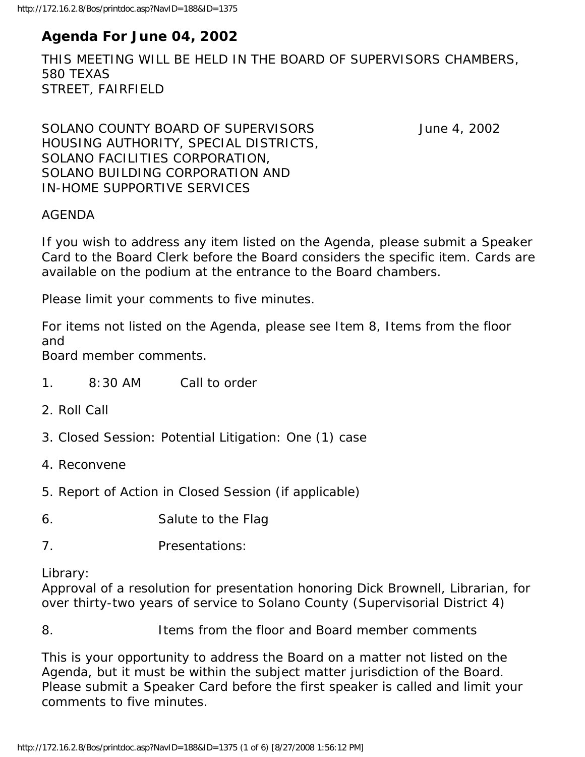# Agenda For June 04, 2002

THIS MEETING WILL BE HELD IN THE BOARD OF SUPERVISORS CHAMBERS, 580 TEXAS STREET, FAIRFIELD

SOLANO COUNTY BOARD OF SUPERVISORS June 4, 2002
HOUSING AUTHORITY, SPECIAL DISTRICTS,
SOLANO FACILITIES CORPORATION,
SOLANO BUILDING CORPORATION AND
IN-HOME SUPPORTIVE SERVICES

AGENDA

If you wish to address any item listed on the Agenda, please submit a Speaker Card to the Board Clerk before the Board considers the specific item. Cards are available on the podium at the entrance to the Board chambers.

Please limit your comments to five minutes.

For items not listed on the Agenda, please see Item 8, Items from the floor and Board member comments.

1. 8:30 AM Call to order

2. Roll Call

3. Closed Session: Potential Litigation: One (1) case

4. Reconvene

5. Report of Action in Closed Session (if applicable)

6. Salute to the Flag

7. Presentations:

Library:
Approval of a resolution for presentation honoring Dick Brownell, Librarian, for over thirty-two years of service to Solano County (Supervisorial District 4)

8. Items from the floor and Board member comments

This is your opportunity to address the Board on a matter not listed on the Agenda, but it must be within the subject matter jurisdiction of the Board. Please submit a Speaker Card before the first speaker is called and limit your comments to five minutes.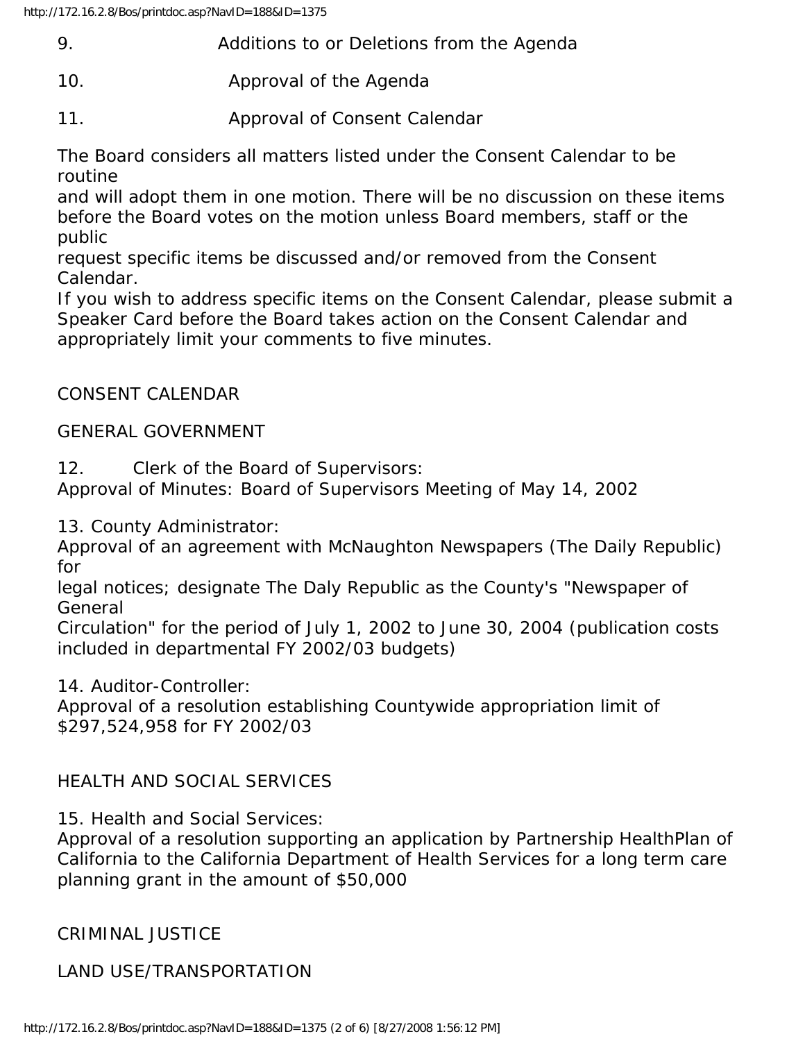9. Additions to or Deletions from the Agenda

10. Approval of the Agenda

11. Approval of Consent Calendar

The Board considers all matters listed under the Consent Calendar to be routine and will adopt them in one motion. There will be no discussion on these items before the Board votes on the motion unless Board members, staff or the public request specific items be discussed and/or removed from the Consent Calendar.
If you wish to address specific items on the Consent Calendar, please submit a Speaker Card before the Board takes action on the Consent Calendar and appropriately limit your comments to five minutes.

CONSENT CALENDAR

GENERAL GOVERNMENT

12. Clerk of the Board of Supervisors:
Approval of Minutes: Board of Supervisors Meeting of May 14, 2002

13. County Administrator:
Approval of an agreement with McNaughton Newspapers (The Daily Republic) for legal notices; designate The Daly Republic as the County's "Newspaper of General Circulation" for the period of July 1, 2002 to June 30, 2004 (publication costs included in departmental FY 2002/03 budgets)

14. Auditor-Controller:
Approval of a resolution establishing Countywide appropriation limit of $297,524,958 for FY 2002/03

HEALTH AND SOCIAL SERVICES

15. Health and Social Services:
Approval of a resolution supporting an application by Partnership HealthPlan of California to the California Department of Health Services for a long term care planning grant in the amount of $50,000

CRIMINAL JUSTICE

LAND USE/TRANSPORTATION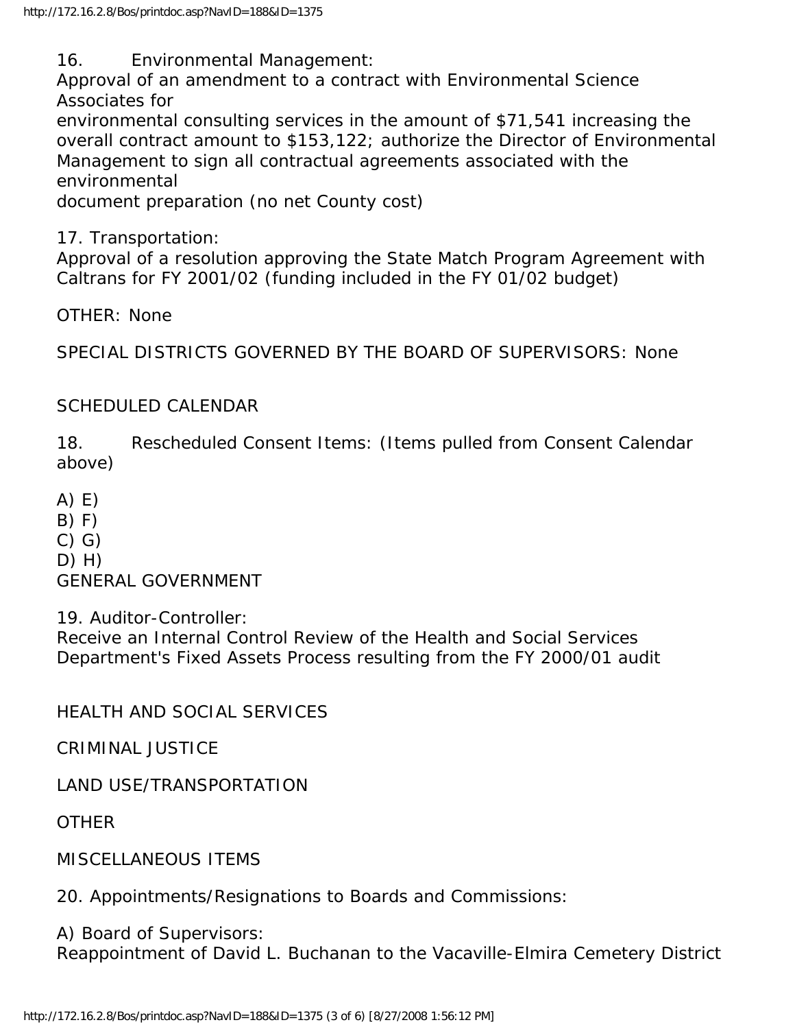16. Environmental Management:
Approval of an amendment to a contract with Environmental Science Associates for
environmental consulting services in the amount of $71,541 increasing the overall contract amount to $153,122; authorize the Director of Environmental Management to sign all contractual agreements associated with the environmental
document preparation (no net County cost)

17. Transportation:
Approval of a resolution approving the State Match Program Agreement with Caltrans for FY 2001/02 (funding included in the FY 01/02 budget)

OTHER: None

SPECIAL DISTRICTS GOVERNED BY THE BOARD OF SUPERVISORS: None

SCHEDULED CALENDAR

18. Rescheduled Consent Items: (Items pulled from Consent Calendar above)

A) E)
B) F)
C) G)
D) H)
GENERAL GOVERNMENT

19. Auditor-Controller:
Receive an Internal Control Review of the Health and Social Services Department's Fixed Assets Process resulting from the FY 2000/01 audit

HEALTH AND SOCIAL SERVICES

CRIMINAL JUSTICE

LAND USE/TRANSPORTATION

OTHER

MISCELLANEOUS ITEMS

20. Appointments/Resignations to Boards and Commissions:

A) Board of Supervisors:
Reappointment of David L. Buchanan to the Vacaville-Elmira Cemetery District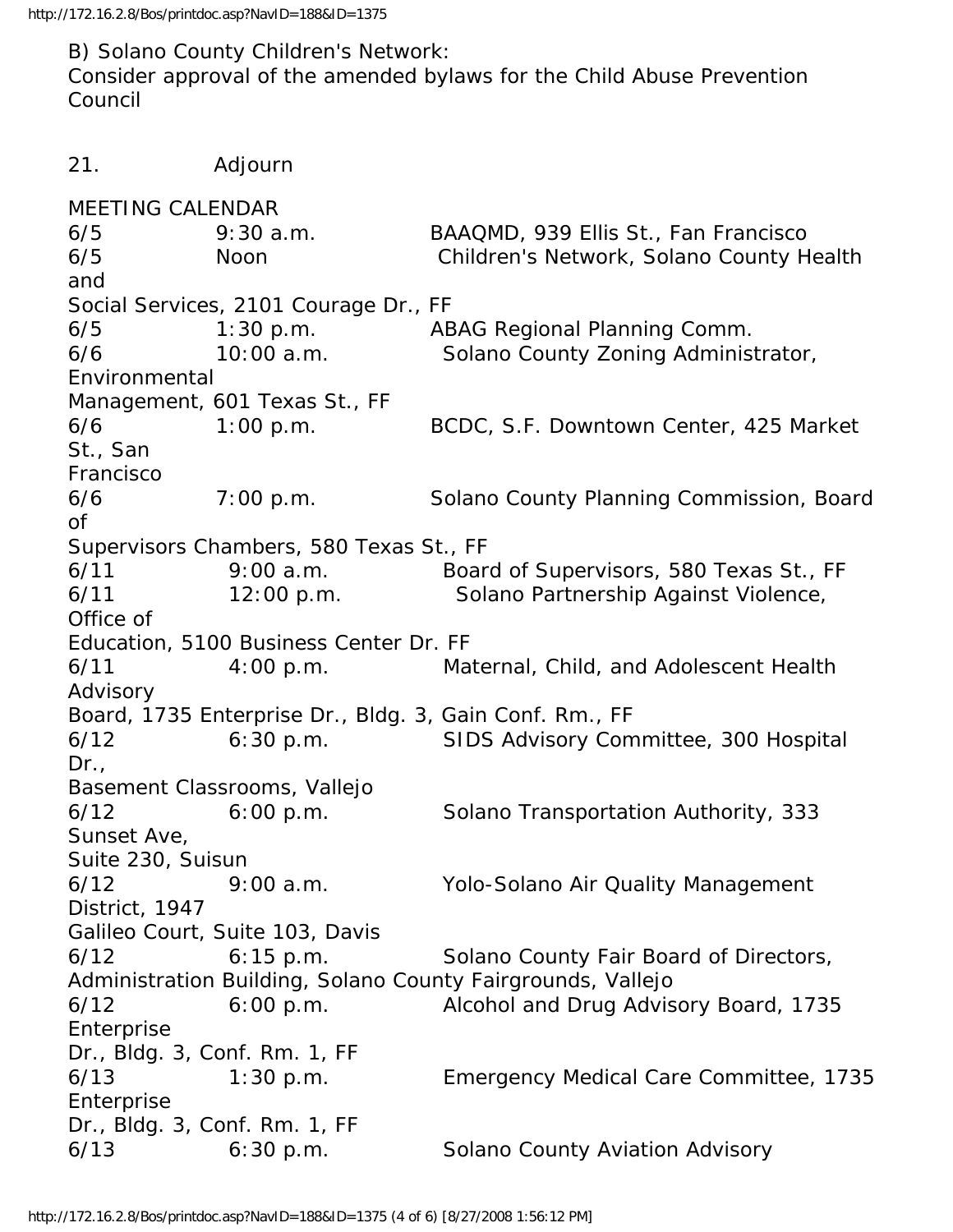B) Solano County Children's Network:
Consider approval of the amended bylaws for the Child Abuse Prevention Council

21. Adjourn

MEETING CALENDAR

| Date | Time | Meeting |
|---|---|---|
| 6/5 | 9:30 a.m. | BAAQMD, 939 Ellis St., Fan Francisco |
| 6/5 | Noon | Children's Network, Solano County Health and Social Services, 2101 Courage Dr., FF |
| 6/5 | 1:30 p.m. | ABAG Regional Planning Comm. |
| 6/6 | 10:00 a.m. | Solano County Zoning Administrator, Environmental Management, 601 Texas St., FF |
| 6/6 | 1:00 p.m. | BCDC, S.F. Downtown Center, 425 Market St., San Francisco |
| 6/6 | 7:00 p.m. | Solano County Planning Commission, Board of Supervisors Chambers, 580 Texas St., FF |
| 6/11 | 9:00 a.m. | Board of Supervisors, 580 Texas St., FF |
| 6/11 | 12:00 p.m. | Solano Partnership Against Violence, Office of Education, 5100 Business Center Dr. FF |
| 6/11 | 4:00 p.m. | Maternal, Child, and Adolescent Health Advisory Board, 1735 Enterprise Dr., Bldg. 3, Gain Conf. Rm., FF |
| 6/12 | 6:30 p.m. | SIDS Advisory Committee, 300 Hospital Dr., Basement Classrooms, Vallejo |
| 6/12 | 6:00 p.m. | Solano Transportation Authority, 333 Sunset Ave, Suite 230, Suisun |
| 6/12 | 9:00 a.m. | Yolo-Solano Air Quality Management District, 1947 Galileo Court, Suite 103, Davis |
| 6/12 | 6:15 p.m. | Solano County Fair Board of Directors, Administration Building, Solano County Fairgrounds, Vallejo |
| 6/12 | 6:00 p.m. | Alcohol and Drug Advisory Board, 1735 Enterprise Dr., Bldg. 3, Conf. Rm. 1, FF |
| 6/13 | 1:30 p.m. | Emergency Medical Care Committee, 1735 Enterprise Dr., Bldg. 3, Conf. Rm. 1, FF |
| 6/13 | 6:30 p.m. | Solano County Aviation Advisory |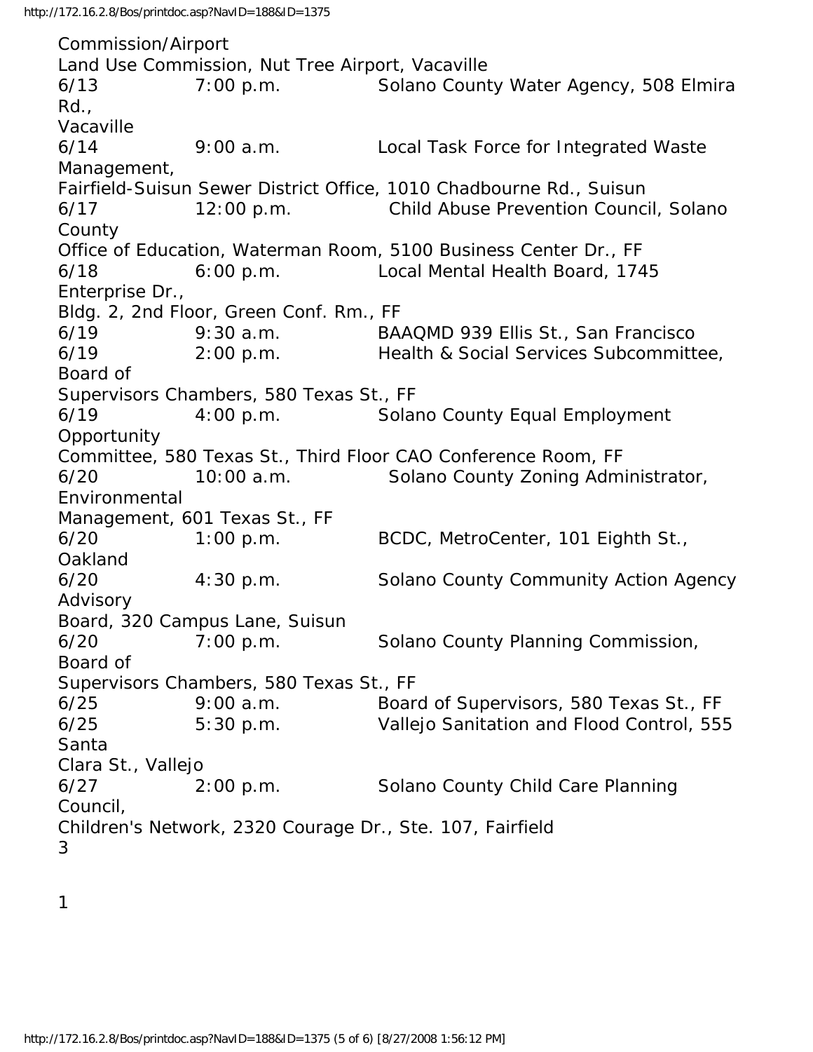Commission/Airport
Land Use Commission, Nut Tree Airport, Vacaville
6/13 7:00 p.m. Solano County Water Agency, 508 Elmira Rd.,
Vacaville
6/14 9:00 a.m. Local Task Force for Integrated Waste Management,
Fairfield-Suisun Sewer District Office, 1010 Chadbourne Rd., Suisun
6/17 12:00 p.m. Child Abuse Prevention Council, Solano County
Office of Education, Waterman Room, 5100 Business Center Dr., FF
6/18 6:00 p.m. Local Mental Health Board, 1745 Enterprise Dr.,
Bldg. 2, 2nd Floor, Green Conf. Rm., FF
6/19 9:30 a.m. BAAQMD 939 Ellis St., San Francisco
6/19 2:00 p.m. Health & Social Services Subcommittee, Board of
Supervisors Chambers, 580 Texas St., FF
6/19 4:00 p.m. Solano County Equal Employment Opportunity
Committee, 580 Texas St., Third Floor CAO Conference Room, FF
6/20 10:00 a.m. Solano County Zoning Administrator, Environmental
Management, 601 Texas St., FF
6/20 1:00 p.m. BCDC, MetroCenter, 101 Eighth St., Oakland
6/20 4:30 p.m. Solano County Community Action Agency Advisory
Board, 320 Campus Lane, Suisun
6/20 7:00 p.m. Solano County Planning Commission, Board of
Supervisors Chambers, 580 Texas St., FF
6/25 9:00 a.m. Board of Supervisors, 580 Texas St., FF
6/25 5:30 p.m. Vallejo Sanitation and Flood Control, 555 Santa
Clara St., Vallejo
6/27 2:00 p.m. Solano County Child Care Planning Council,
Children's Network, 2320 Courage Dr., Ste. 107, Fairfield
3

1